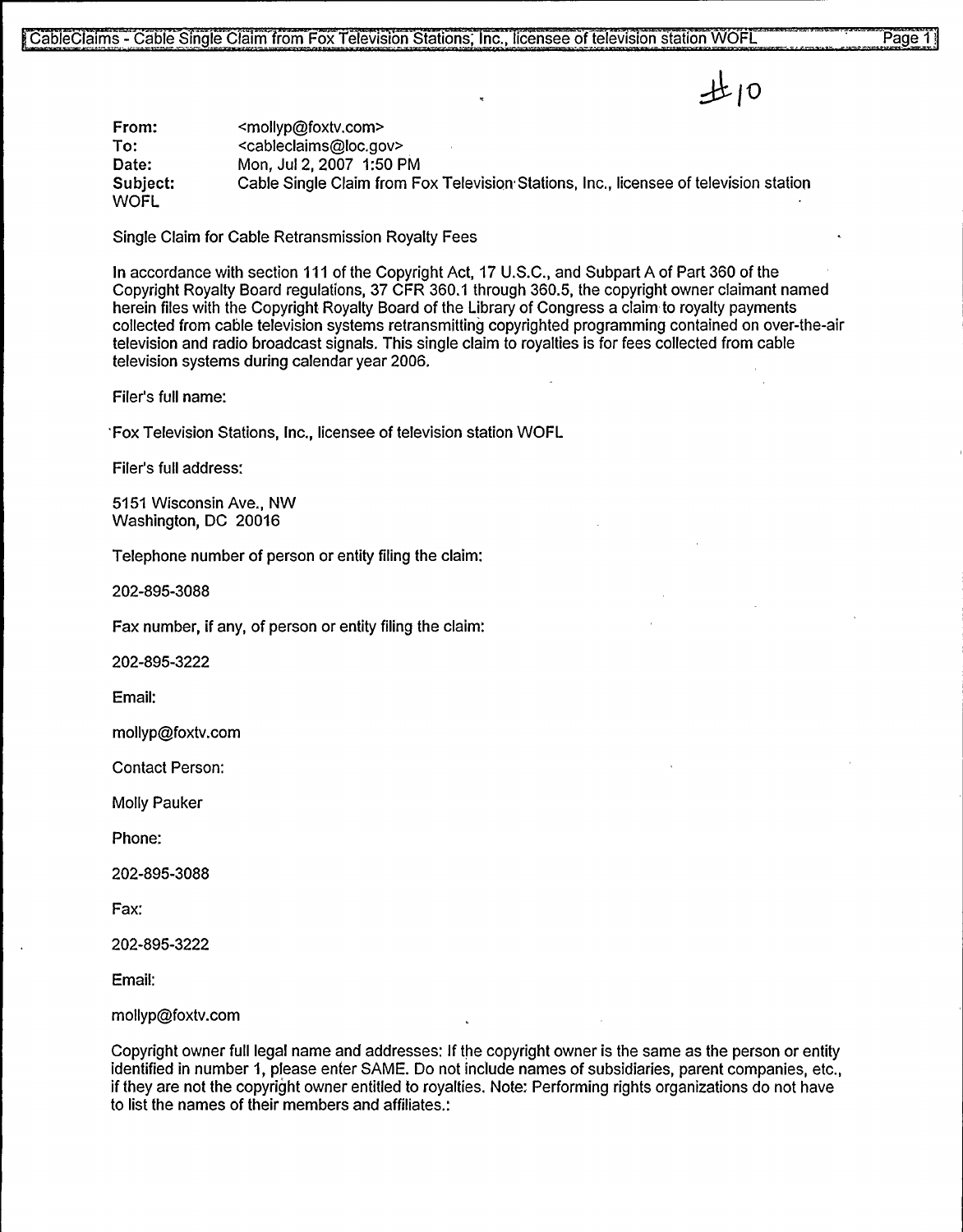#10

**From:** <mollyp@foxtv.com>
**To:** <cableclaims@loc.gov>
**Date:** Mon, Jul 2, 2007 1:50 PM
**Subject:** Cable Single Claim from Fox Television Stations, Inc., licensee of television station WOFL

Single Claim for Cable Retransmission Royalty Fees

In accordance with section 111 of the Copyright Act, 17 U.S.C., and Subpart A of Part 360 of the Copyright Royalty Board regulations, 37 CFR 360.1 through 360.5, the copyright owner claimant named herein files with the Copyright Royalty Board of the Library of Congress a claim to royalty payments collected from cable television systems retransmitting copyrighted programming contained on over-the-air television and radio broadcast signals. This single claim to royalties is for fees collected from cable television systems during calendar year 2006.

Filer's full name:

Fox Television Stations, Inc., licensee of television station WOFL

Filer's full address:

5151 Wisconsin Ave., NW
Washington, DC 20016

Telephone number of person or entity filing the claim:

202-895-3088

Fax number, if any, of person or entity filing the claim:

202-895-3222

Email:

mollyp@foxtv.com

Contact Person:

Molly Pauker

Phone:

202-895-3088

Fax:

202-895-3222

Email:

mollyp@foxtv.com

Copyright owner full legal name and addresses: If the copyright owner is the same as the person or entity identified in number 1, please enter SAME. Do not include names of subsidiaries, parent companies, etc., if they are not the copyright owner entitled to royalties. Note: Performing rights organizations do not have to list the names of their members and affiliates.: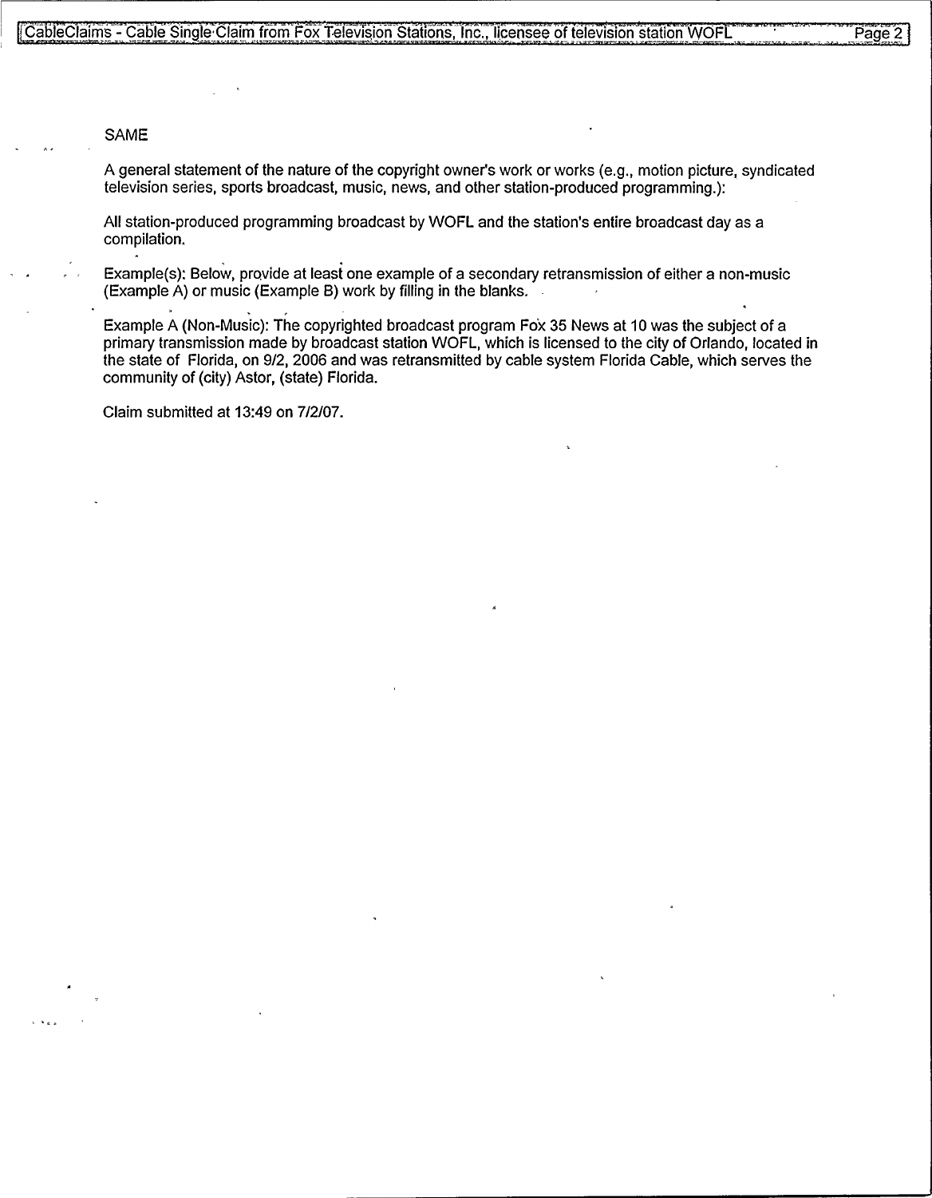SAME

A general statement of the nature of the copyright owner's work or works (e.g., motion picture, syndicated television series, sports broadcast, music, news, and other station-produced programming.):

All station-produced programming broadcast by WOFL and the station's entire broadcast day as a compilation.

Example(s): Below, provide at least one example of a secondary retransmission of either a non-music (Example A) or music (Example B) work by filling in the blanks.

Example A (Non-Music): The copyrighted broadcast program Fox 35 News at 10 was the subject of a primary transmission made by broadcast station WOFL, which is licensed to the city of Orlando, located in the state of Florida, on 9/2, 2006 and was retransmitted by cable system Florida Cable, which serves the community of (city) Astor, (state) Florida.

Claim submitted at 13:49 on 7/2/07.